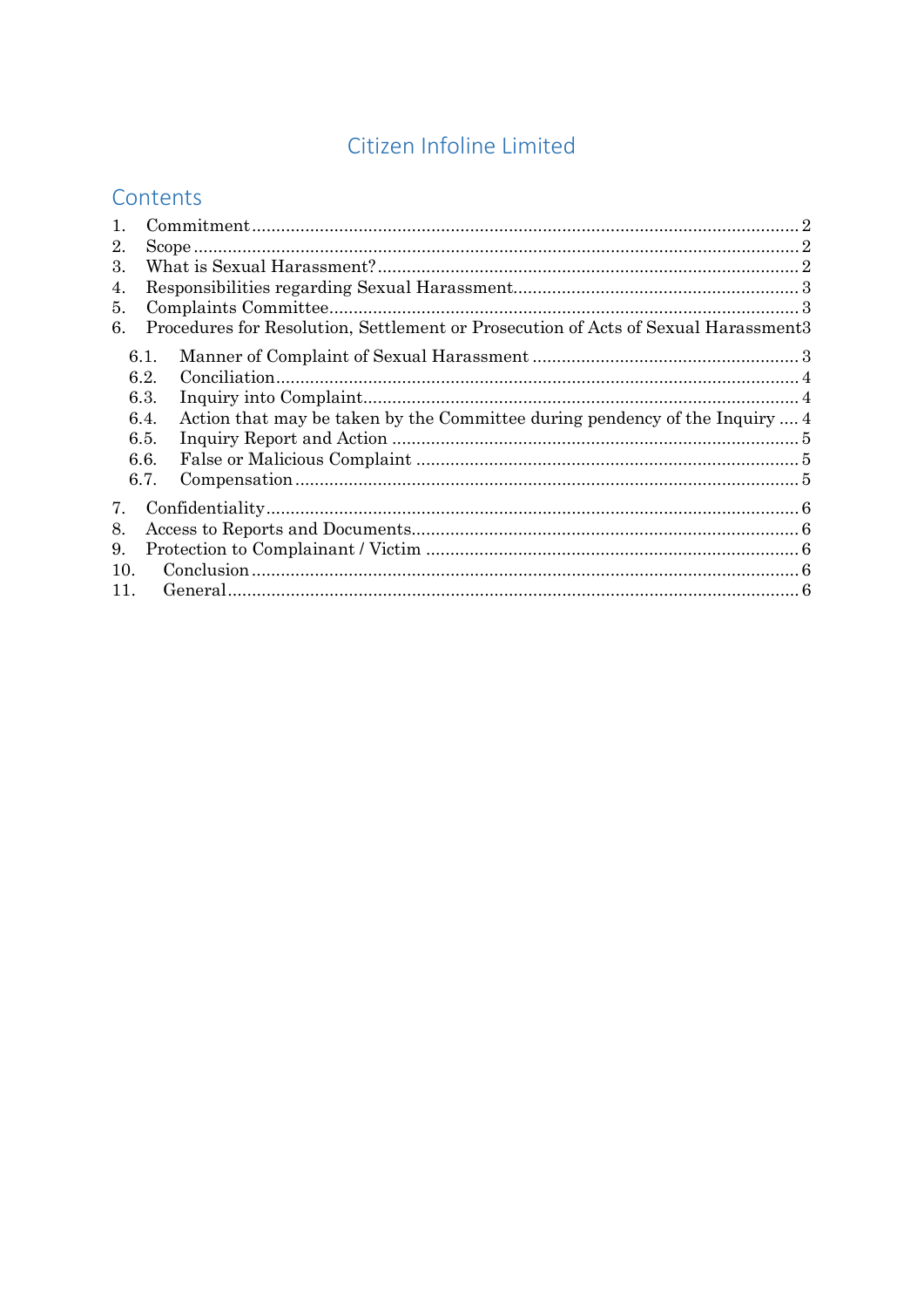# Citizen Infoline Limited

## Contents

1. Commitment ........ 2
2. Scope ........ 2
3. What is Sexual Harassment? ........ 2
4. Responsibilities regarding Sexual Harassment ........ 3
5. Complaints Committee ........ 3
6. Procedures for Resolution, Settlement or Prosecution of Acts of Sexual Harassment ........ 3
   - 6.1. Manner of Complaint of Sexual Harassment ........ 3
   - 6.2. Conciliation ........ 4
   - 6.3. Inquiry into Complaint ........ 4
   - 6.4. Action that may be taken by the Committee during pendency of the Inquiry ........ 4
   - 6.5. Inquiry Report and Action ........ 5
   - 6.6. False or Malicious Complaint ........ 5
   - 6.7. Compensation ........ 5
7. Confidentiality ........ 6
8. Access to Reports and Documents ........ 6
9. Protection to Complainant / Victim ........ 6
10. Conclusion ........ 6
11. General ........ 6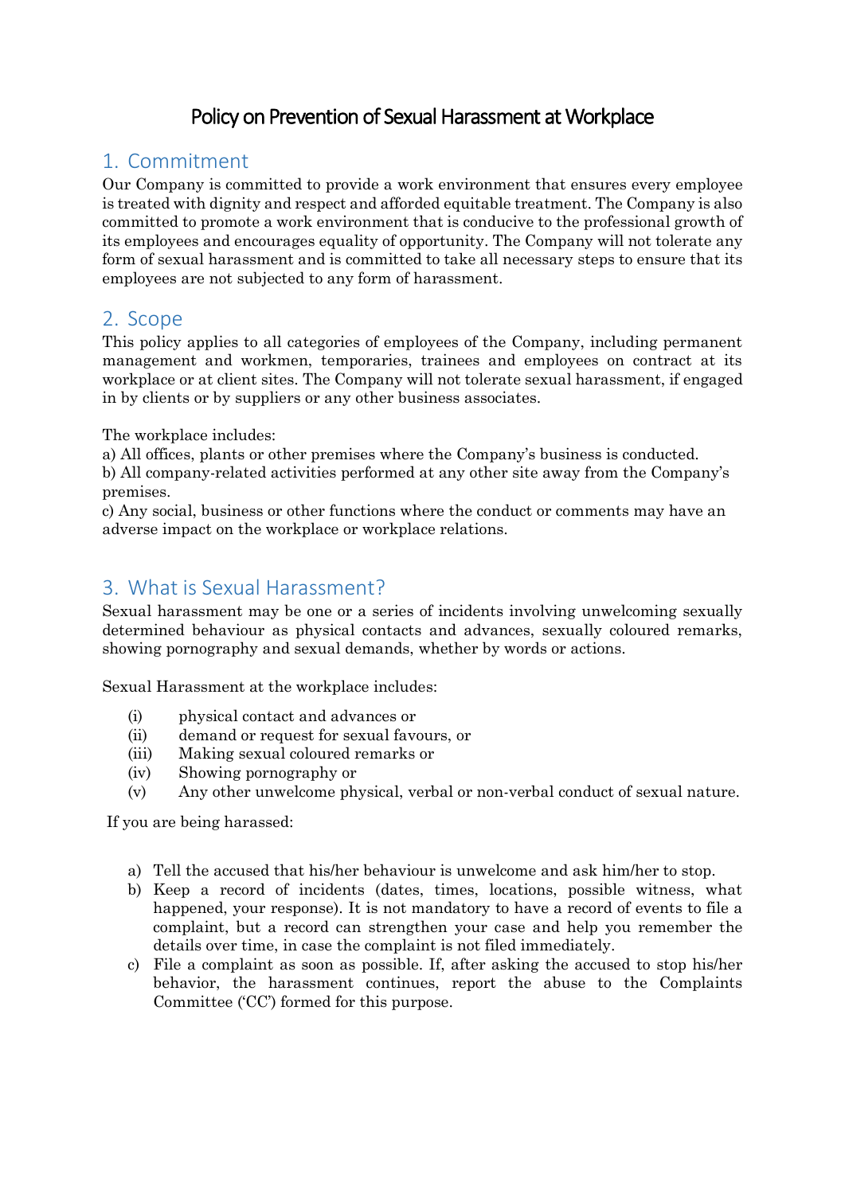# Policy on Prevention of Sexual Harassment at Workplace

## 1. Commitment

Our Company is committed to provide a work environment that ensures every employee is treated with dignity and respect and afforded equitable treatment. The Company is also committed to promote a work environment that is conducive to the professional growth of its employees and encourages equality of opportunity. The Company will not tolerate any form of sexual harassment and is committed to take all necessary steps to ensure that its employees are not subjected to any form of harassment.

## 2. Scope

This policy applies to all categories of employees of the Company, including permanent management and workmen, temporaries, trainees and employees on contract at its workplace or at client sites. The Company will not tolerate sexual harassment, if engaged in by clients or by suppliers or any other business associates.

The workplace includes:

a) All offices, plants or other premises where the Company's business is conducted.
b) All company-related activities performed at any other site away from the Company's premises.
c) Any social, business or other functions where the conduct or comments may have an adverse impact on the workplace or workplace relations.

## 3. What is Sexual Harassment?

Sexual harassment may be one or a series of incidents involving unwelcoming sexually determined behaviour as physical contacts and advances, sexually coloured remarks, showing pornography and sexual demands, whether by words or actions.

Sexual Harassment at the workplace includes:

(i) physical contact and advances or
(ii) demand or request for sexual favours, or
(iii) Making sexual coloured remarks or
(iv) Showing pornography or
(v) Any other unwelcome physical, verbal or non-verbal conduct of sexual nature.

If you are being harassed:

a) Tell the accused that his/her behaviour is unwelcome and ask him/her to stop.
b) Keep a record of incidents (dates, times, locations, possible witness, what happened, your response). It is not mandatory to have a record of events to file a complaint, but a record can strengthen your case and help you remember the details over time, in case the complaint is not filed immediately.
c) File a complaint as soon as possible. If, after asking the accused to stop his/her behavior, the harassment continues, report the abuse to the Complaints Committee ('CC') formed for this purpose.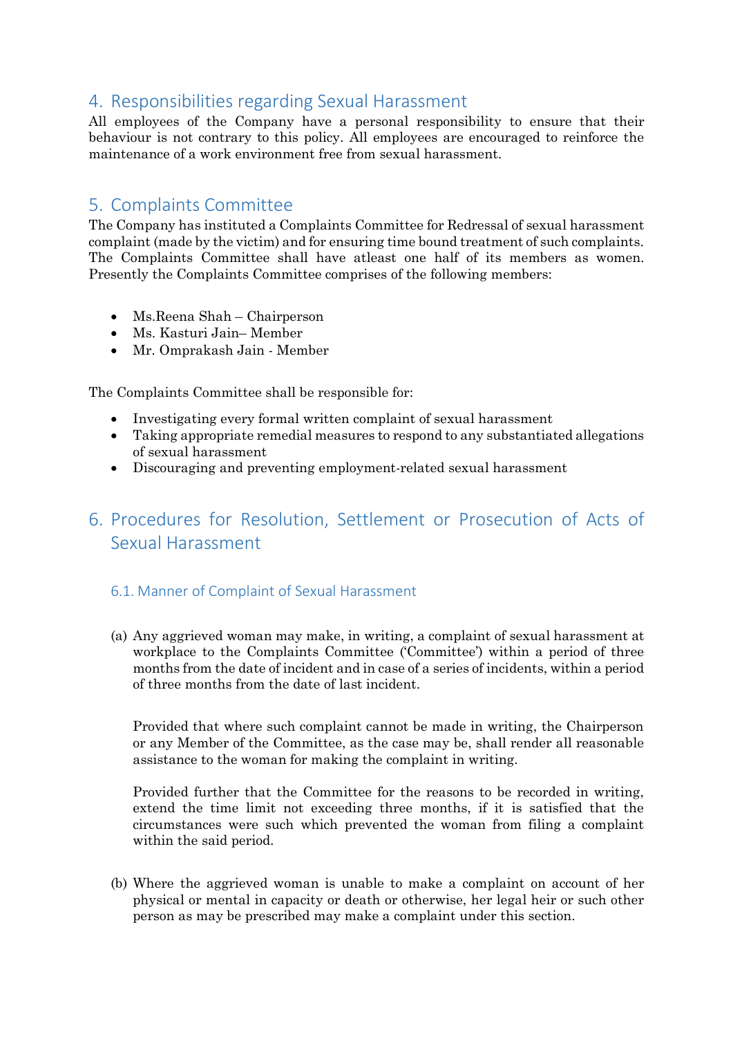## 4. Responsibilities regarding Sexual Harassment

All employees of the Company have a personal responsibility to ensure that their behaviour is not contrary to this policy. All employees are encouraged to reinforce the maintenance of a work environment free from sexual harassment.

## 5. Complaints Committee

The Company has instituted a Complaints Committee for Redressal of sexual harassment complaint (made by the victim) and for ensuring time bound treatment of such complaints. The Complaints Committee shall have atleast one half of its members as women. Presently the Complaints Committee comprises of the following members:

- Ms.Reena Shah – Chairperson
- Ms. Kasturi Jain– Member
- Mr. Omprakash Jain - Member

The Complaints Committee shall be responsible for:

- Investigating every formal written complaint of sexual harassment
- Taking appropriate remedial measures to respond to any substantiated allegations of sexual harassment
- Discouraging and preventing employment-related sexual harassment

## 6. Procedures for Resolution, Settlement or Prosecution of Acts of Sexual Harassment

### 6.1. Manner of Complaint of Sexual Harassment

(a) Any aggrieved woman may make, in writing, a complaint of sexual harassment at workplace to the Complaints Committee ('Committee') within a period of three months from the date of incident and in case of a series of incidents, within a period of three months from the date of last incident.

Provided that where such complaint cannot be made in writing, the Chairperson or any Member of the Committee, as the case may be, shall render all reasonable assistance to the woman for making the complaint in writing.

Provided further that the Committee for the reasons to be recorded in writing, extend the time limit not exceeding three months, if it is satisfied that the circumstances were such which prevented the woman from filing a complaint within the said period.

(b) Where the aggrieved woman is unable to make a complaint on account of her physical or mental in capacity or death or otherwise, her legal heir or such other person as may be prescribed may make a complaint under this section.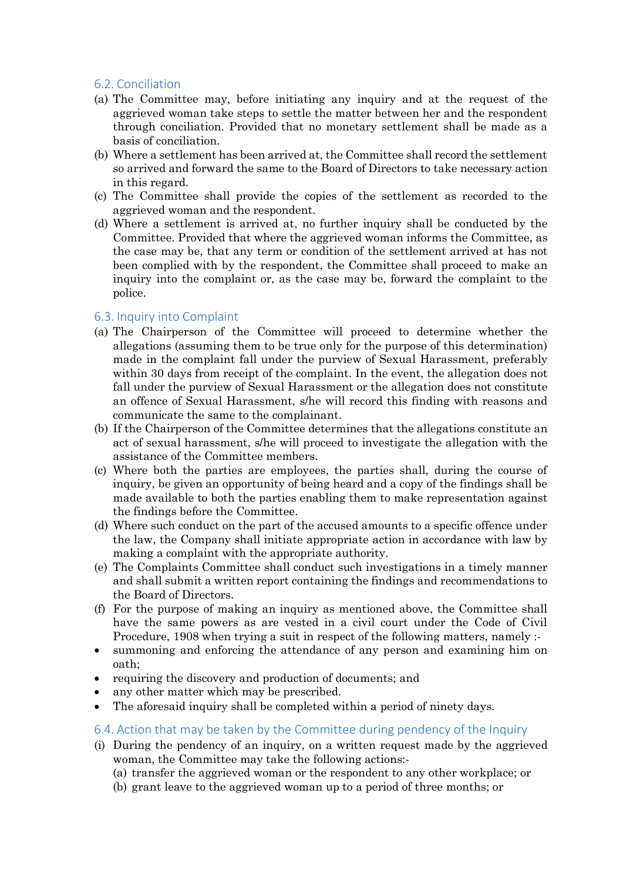## 6.2. Conciliation

(a) The Committee may, before initiating any inquiry and at the request of the aggrieved woman take steps to settle the matter between her and the respondent through conciliation. Provided that no monetary settlement shall be made as a basis of conciliation.

(b) Where a settlement has been arrived at, the Committee shall record the settlement so arrived and forward the same to the Board of Directors to take necessary action in this regard.

(c) The Committee shall provide the copies of the settlement as recorded to the aggrieved woman and the respondent.

(d) Where a settlement is arrived at, no further inquiry shall be conducted by the Committee. Provided that where the aggrieved woman informs the Committee, as the case may be, that any term or condition of the settlement arrived at has not been complied with by the respondent, the Committee shall proceed to make an inquiry into the complaint or, as the case may be, forward the complaint to the police.

## 6.3. Inquiry into Complaint

(a) The Chairperson of the Committee will proceed to determine whether the allegations (assuming them to be true only for the purpose of this determination) made in the complaint fall under the purview of Sexual Harassment, preferably within 30 days from receipt of the complaint. In the event, the allegation does not fall under the purview of Sexual Harassment or the allegation does not constitute an offence of Sexual Harassment, s/he will record this finding with reasons and communicate the same to the complainant.

(b) If the Chairperson of the Committee determines that the allegations constitute an act of sexual harassment, s/he will proceed to investigate the allegation with the assistance of the Committee members.

(c) Where both the parties are employees, the parties shall, during the course of inquiry, be given an opportunity of being heard and a copy of the findings shall be made available to both the parties enabling them to make representation against the findings before the Committee.

(d) Where such conduct on the part of the accused amounts to a specific offence under the law, the Company shall initiate appropriate action in accordance with law by making a complaint with the appropriate authority.

(e) The Complaints Committee shall conduct such investigations in a timely manner and shall submit a written report containing the findings and recommendations to the Board of Directors.

(f) For the purpose of making an inquiry as mentioned above, the Committee shall have the same powers as are vested in a civil court under the Code of Civil Procedure, 1908 when trying a suit in respect of the following matters, namely :-

- summoning and enforcing the attendance of any person and examining him on oath;
- requiring the discovery and production of documents; and
- any other matter which may be prescribed.
- The aforesaid inquiry shall be completed within a period of ninety days.

## 6.4. Action that may be taken by the Committee during pendency of the Inquiry

(i) During the pendency of an inquiry, on a written request made by the aggrieved woman, the Committee may take the following actions:-

  (a) transfer the aggrieved woman or the respondent to any other workplace; or

  (b) grant leave to the aggrieved woman up to a period of three months; or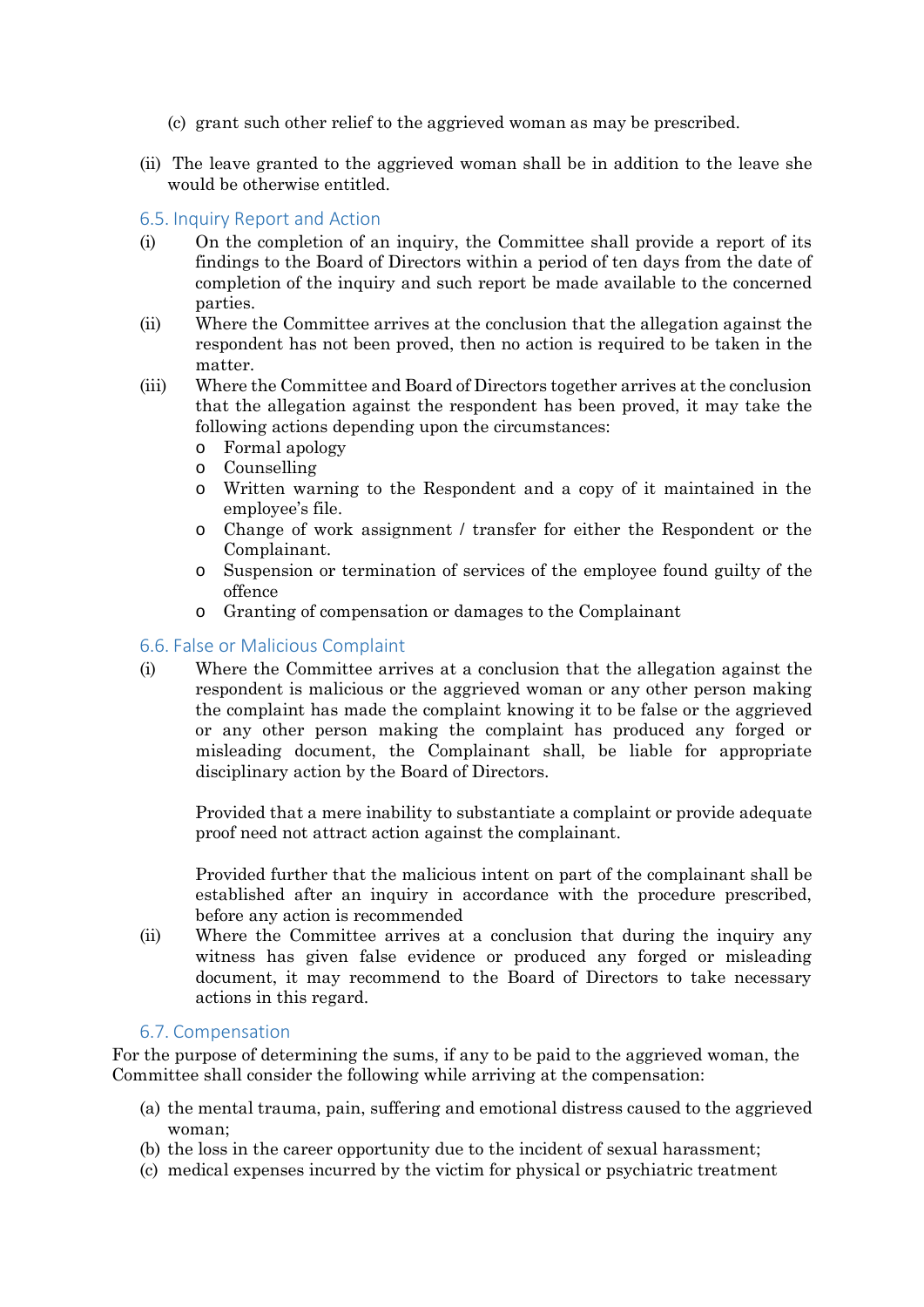(c) grant such other relief to the aggrieved woman as may be prescribed.

(ii) The leave granted to the aggrieved woman shall be in addition to the leave she would be otherwise entitled.

### 6.5. Inquiry Report and Action

(i) On the completion of an inquiry, the Committee shall provide a report of its findings to the Board of Directors within a period of ten days from the date of completion of the inquiry and such report be made available to the concerned parties.

(ii) Where the Committee arrives at the conclusion that the allegation against the respondent has not been proved, then no action is required to be taken in the matter.

(iii) Where the Committee and Board of Directors together arrives at the conclusion that the allegation against the respondent has been proved, it may take the following actions depending upon the circumstances:

- Formal apology
- Counselling
- Written warning to the Respondent and a copy of it maintained in the employee's file.
- Change of work assignment / transfer for either the Respondent or the Complainant.
- Suspension or termination of services of the employee found guilty of the offence
- Granting of compensation or damages to the Complainant

### 6.6. False or Malicious Complaint

(i) Where the Committee arrives at a conclusion that the allegation against the respondent is malicious or the aggrieved woman or any other person making the complaint has made the complaint knowing it to be false or the aggrieved or any other person making the complaint has produced any forged or misleading document, the Complainant shall, be liable for appropriate disciplinary action by the Board of Directors.

Provided that a mere inability to substantiate a complaint or provide adequate proof need not attract action against the complainant.

Provided further that the malicious intent on part of the complainant shall be established after an inquiry in accordance with the procedure prescribed, before any action is recommended

(ii) Where the Committee arrives at a conclusion that during the inquiry any witness has given false evidence or produced any forged or misleading document, it may recommend to the Board of Directors to take necessary actions in this regard.

### 6.7. Compensation

For the purpose of determining the sums, if any to be paid to the aggrieved woman, the Committee shall consider the following while arriving at the compensation:

(a) the mental trauma, pain, suffering and emotional distress caused to the aggrieved woman;

(b) the loss in the career opportunity due to the incident of sexual harassment;

(c) medical expenses incurred by the victim for physical or psychiatric treatment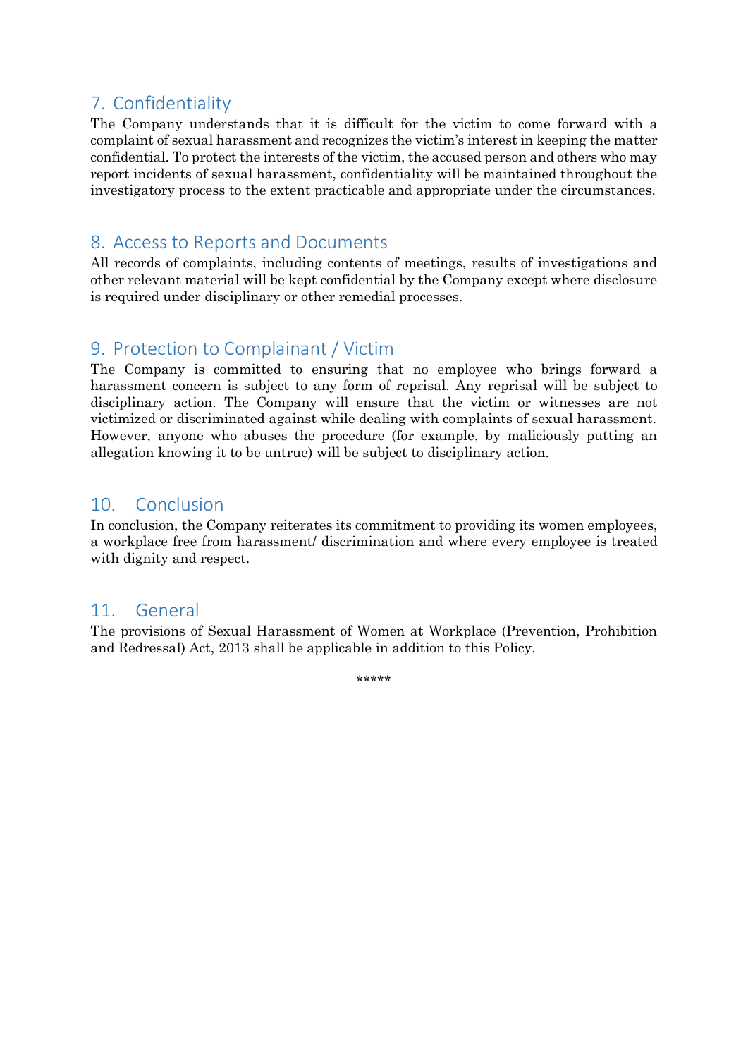## 7. Confidentiality

The Company understands that it is difficult for the victim to come forward with a complaint of sexual harassment and recognizes the victim's interest in keeping the matter confidential. To protect the interests of the victim, the accused person and others who may report incidents of sexual harassment, confidentiality will be maintained throughout the investigatory process to the extent practicable and appropriate under the circumstances.

## 8. Access to Reports and Documents

All records of complaints, including contents of meetings, results of investigations and other relevant material will be kept confidential by the Company except where disclosure is required under disciplinary or other remedial processes.

## 9. Protection to Complainant / Victim

The Company is committed to ensuring that no employee who brings forward a harassment concern is subject to any form of reprisal. Any reprisal will be subject to disciplinary action. The Company will ensure that the victim or witnesses are not victimized or discriminated against while dealing with complaints of sexual harassment. However, anyone who abuses the procedure (for example, by maliciously putting an allegation knowing it to be untrue) will be subject to disciplinary action.

## 10. Conclusion

In conclusion, the Company reiterates its commitment to providing its women employees, a workplace free from harassment/ discrimination and where every employee is treated with dignity and respect.

## 11. General

The provisions of Sexual Harassment of Women at Workplace (Prevention, Prohibition and Redressal) Act, 2013 shall be applicable in addition to this Policy.

*****